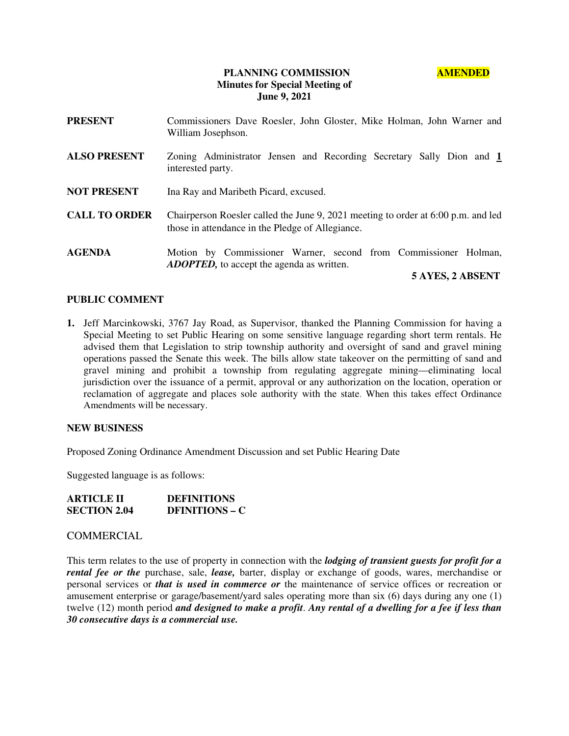**PLANNING COMMISSION** **AMENDED**
**Minutes for Special Meeting of**
**June 9, 2021**

**PRESENT** Commissioners Dave Roesler, John Gloster, Mike Holman, John Warner and William Josephson.

**ALSO PRESENT** Zoning Administrator Jensen and Recording Secretary Sally Dion and **1** interested party.

**NOT PRESENT** Ina Ray and Maribeth Picard, excused.

**CALL TO ORDER** Chairperson Roesler called the June 9, 2021 meeting to order at 6:00 p.m. and led those in attendance in the Pledge of Allegiance.

**AGENDA** Motion by Commissioner Warner, second from Commissioner Holman, ***ADOPTED,*** to accept the agenda as written.

**5 AYES, 2 ABSENT**

**PUBLIC COMMENT**

1. Jeff Marcinkowski, 3767 Jay Road, as Supervisor, thanked the Planning Commission for having a Special Meeting to set Public Hearing on some sensitive language regarding short term rentals. He advised them that Legislation to strip township authority and oversight of sand and gravel mining operations passed the Senate this week. The bills allow state takeover on the permitting of sand and gravel mining and prohibit a township from regulating aggregate mining—eliminating local jurisdiction over the issuance of a permit, approval or any authorization on the location, operation or reclamation of aggregate and places sole authority with the state. When this takes effect Ordinance Amendments will be necessary.

**NEW BUSINESS**

Proposed Zoning Ordinance Amendment Discussion and set Public Hearing Date

Suggested language is as follows:

**ARTICLE II** **DEFINITIONS**
**SECTION 2.04** **DFINITIONS – C**

COMMERCIAL

This term relates to the use of property in connection with the ***lodging of transient guests for profit for a rental fee or the*** purchase, sale, ***lease,*** barter, display or exchange of goods, wares, merchandise or personal services or ***that is used in commerce or*** the maintenance of service offices or recreation or amusement enterprise or garage/basement/yard sales operating more than six (6) days during any one (1) twelve (12) month period ***and designed to make a profit***. ***Any rental of a dwelling for a fee if less than 30 consecutive days is a commercial use.***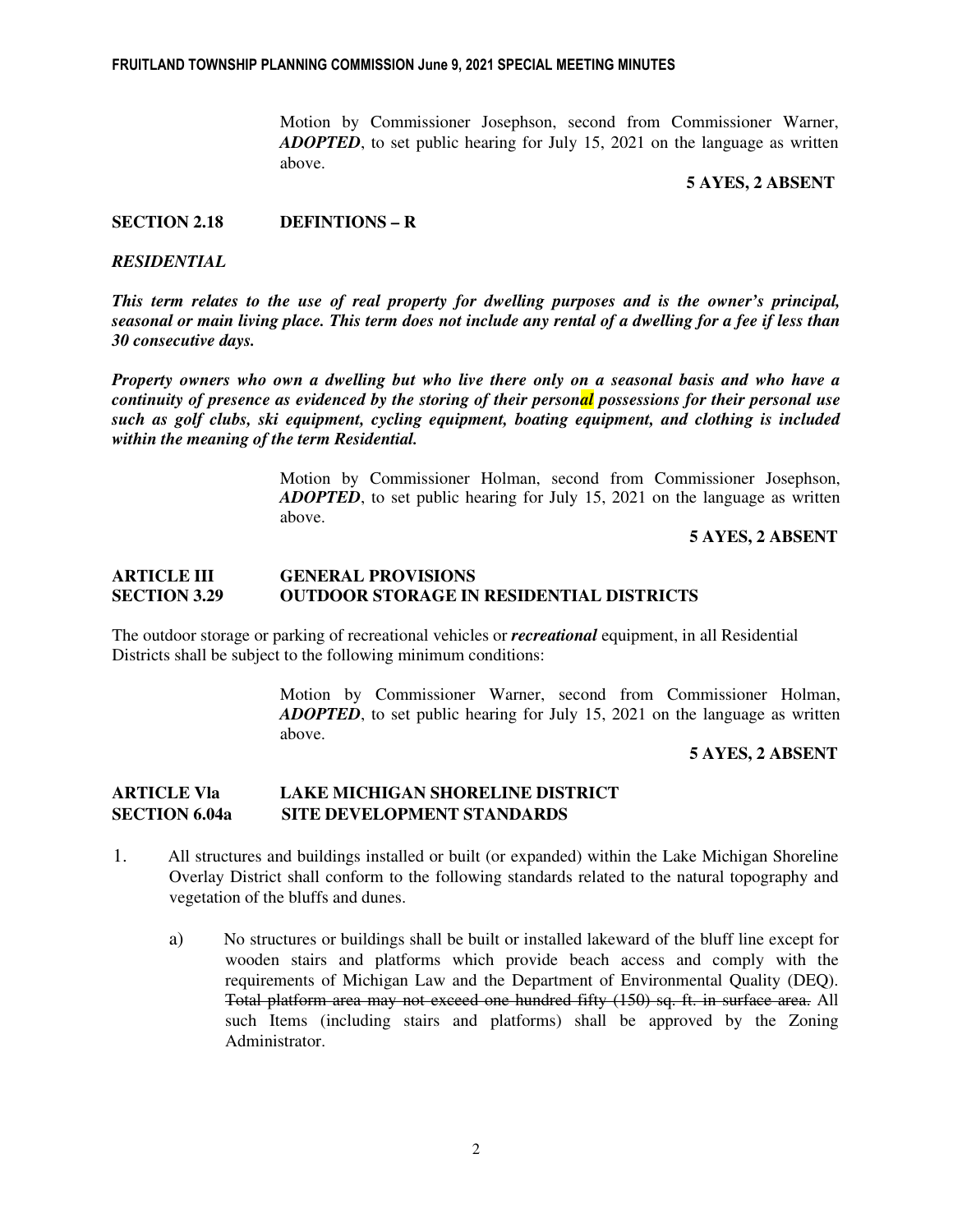Motion by Commissioner Josephson, second from Commissioner Warner, ***ADOPTED***, to set public hearing for July 15, 2021 on the language as written above.

**5 AYES, 2 ABSENT**

**SECTION 2.18 DEFINTIONS – R**

***RESIDENTIAL***

***This term relates to the use of real property for dwelling purposes and is the owner's principal, seasonal or main living place. This term does not include any rental of a dwelling for a fee if less than 30 consecutive days.***

***Property owners who own a dwelling but who live there only on a seasonal basis and who have a continuity of presence as evidenced by the storing of their personal possessions for their personal use such as golf clubs, ski equipment, cycling equipment, boating equipment, and clothing is included within the meaning of the term Residential.***

Motion by Commissioner Holman, second from Commissioner Josephson, ***ADOPTED***, to set public hearing for July 15, 2021 on the language as written above.

**5 AYES, 2 ABSENT**

**ARTICLE III GENERAL PROVISIONS**
**SECTION 3.29 OUTDOOR STORAGE IN RESIDENTIAL DISTRICTS**

The outdoor storage or parking of recreational vehicles or ***recreational*** equipment, in all Residential Districts shall be subject to the following minimum conditions:

Motion by Commissioner Warner, second from Commissioner Holman, ***ADOPTED***, to set public hearing for July 15, 2021 on the language as written above.

**5 AYES, 2 ABSENT**

**ARTICLE VIa LAKE MICHIGAN SHORELINE DISTRICT**
**SECTION 6.04a SITE DEVELOPMENT STANDARDS**

1. All structures and buildings installed or built (or expanded) within the Lake Michigan Shoreline Overlay District shall conform to the following standards related to the natural topography and vegetation of the bluffs and dunes.

   a) No structures or buildings shall be built or installed lakeward of the bluff line except for wooden stairs and platforms which provide beach access and comply with the requirements of Michigan Law and the Department of Environmental Quality (DEQ). ~~Total platform area may not exceed one hundred fifty (150) sq. ft. in surface area.~~ All such Items (including stairs and platforms) shall be approved by the Zoning Administrator.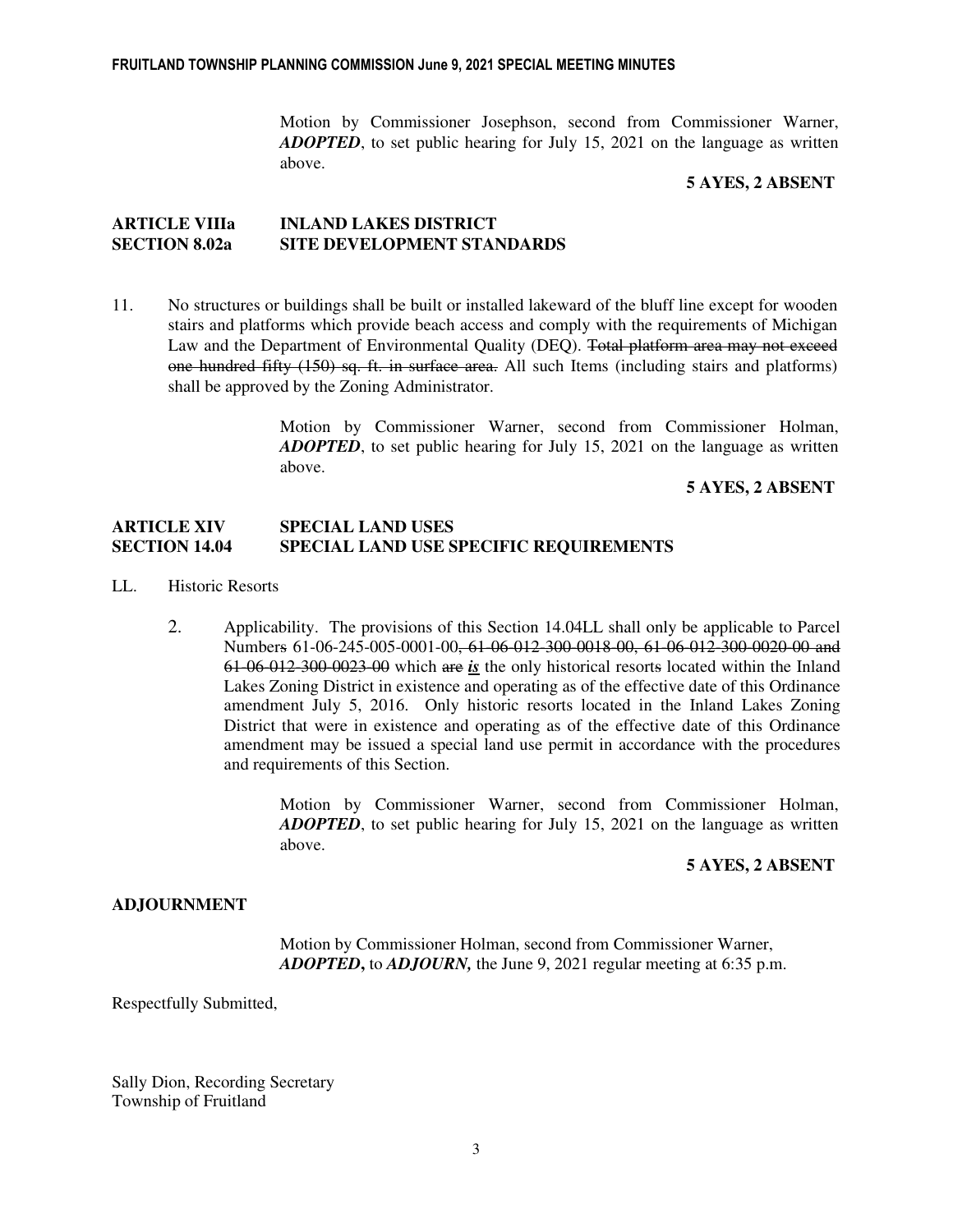Motion by Commissioner Josephson, second from Commissioner Warner, ***ADOPTED***, to set public hearing for July 15, 2021 on the language as written above.

**5 AYES, 2 ABSENT**

**ARTICLE VIIIa INLAND LAKES DISTRICT**
**SECTION 8.02a SITE DEVELOPMENT STANDARDS**

11. No structures or buildings shall be built or installed lakeward of the bluff line except for wooden stairs and platforms which provide beach access and comply with the requirements of Michigan Law and the Department of Environmental Quality (DEQ). ~~Total platform area may not exceed one hundred fifty (150) sq. ft. in surface area.~~ All such Items (including stairs and platforms) shall be approved by the Zoning Administrator.

Motion by Commissioner Warner, second from Commissioner Holman, ***ADOPTED***, to set public hearing for July 15, 2021 on the language as written above.

**5 AYES, 2 ABSENT**

**ARTICLE XIV SPECIAL LAND USES**
**SECTION 14.04 SPECIAL LAND USE SPECIFIC REQUIREMENTS**

LL. Historic Resorts

2. Applicability. The provisions of this Section 14.04LL shall only be applicable to Parcel Numbers 61-06-245-005-0001-00~~, 61-06-012-300-0018-00, 61-06-012-300-0020-00 and 61-06-012-300-0023-00~~ which ~~are~~ ***is*** the only historical resort~~s~~ located within the Inland Lakes Zoning District in existence and operating as of the effective date of this Ordinance amendment July 5, 2016. Only historic resorts located in the Inland Lakes Zoning District that were in existence and operating as of the effective date of this Ordinance amendment may be issued a special land use permit in accordance with the procedures and requirements of this Section.

Motion by Commissioner Warner, second from Commissioner Holman, ***ADOPTED***, to set public hearing for July 15, 2021 on the language as written above.

**5 AYES, 2 ABSENT**

**ADJOURNMENT**

Motion by Commissioner Holman, second from Commissioner Warner, ***ADOPTED***, to ***ADJOURN,*** the June 9, 2021 regular meeting at 6:35 p.m.

Respectfully Submitted,

Sally Dion, Recording Secretary
Township of Fruitland